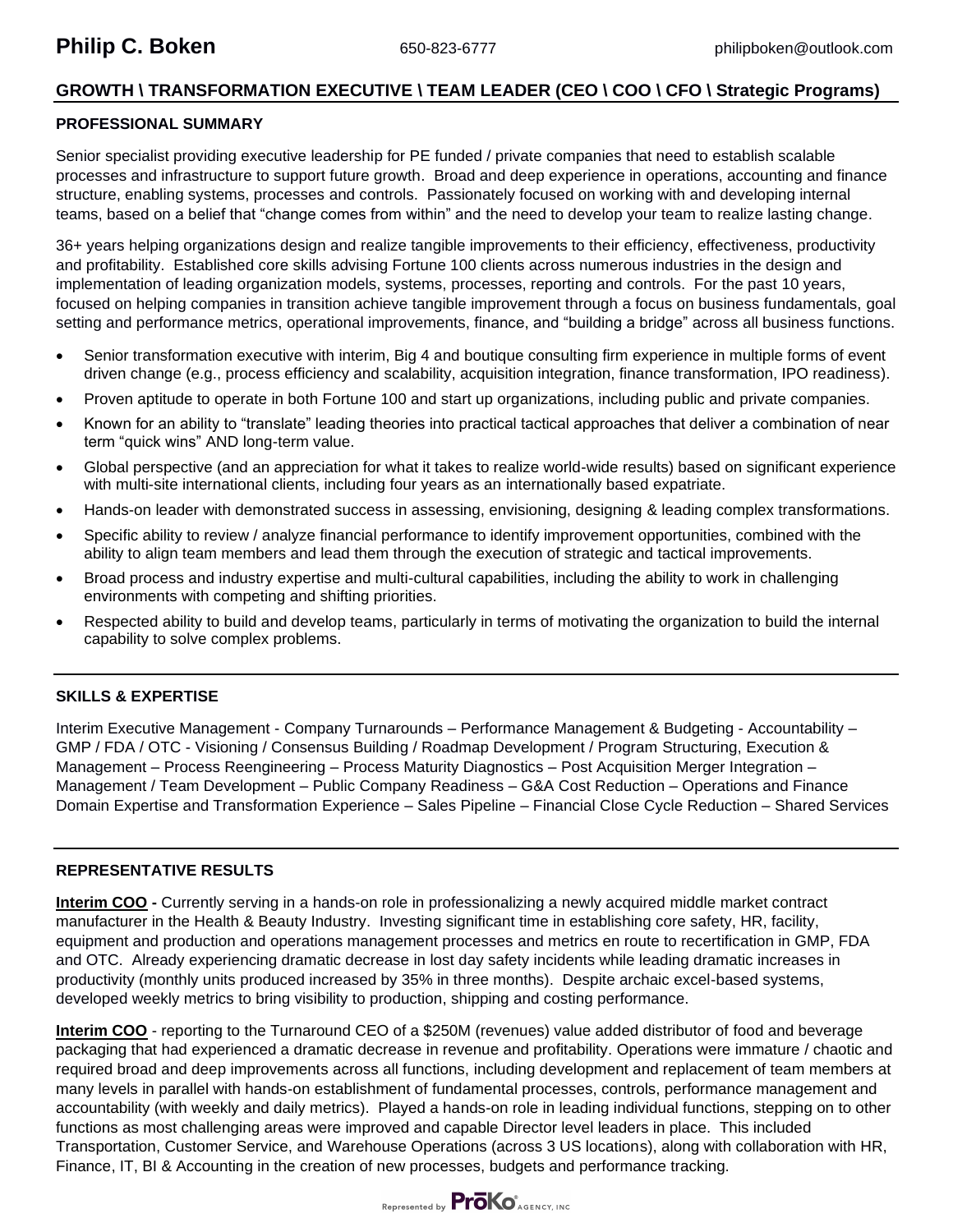# Philip C. Boken

650-823-6777 philipboken@outlook.com

## GROWTH \ TRANSFORMATION EXECUTIVE \ TEAM LEADER (CEO \ COO \ CFO \ Strategic Programs)

### PROFESSIONAL SUMMARY

Senior specialist providing executive leadership for PE funded / private companies that need to establish scalable processes and infrastructure to support future growth. Broad and deep experience in operations, accounting and finance structure, enabling systems, processes and controls. Passionately focused on working with and developing internal teams, based on a belief that "change comes from within" and the need to develop your team to realize lasting change.

36+ years helping organizations design and realize tangible improvements to their efficiency, effectiveness, productivity and profitability. Established core skills advising Fortune 100 clients across numerous industries in the design and implementation of leading organization models, systems, processes, reporting and controls. For the past 10 years, focused on helping companies in transition achieve tangible improvement through a focus on business fundamentals, goal setting and performance metrics, operational improvements, finance, and "building a bridge" across all business functions.

- Senior transformation executive with interim, Big 4 and boutique consulting firm experience in multiple forms of event driven change (e.g., process efficiency and scalability, acquisition integration, finance transformation, IPO readiness).
- Proven aptitude to operate in both Fortune 100 and start up organizations, including public and private companies.
- Known for an ability to "translate" leading theories into practical tactical approaches that deliver a combination of near term "quick wins" AND long-term value.
- Global perspective (and an appreciation for what it takes to realize world-wide results) based on significant experience with multi-site international clients, including four years as an internationally based expatriate.
- Hands-on leader with demonstrated success in assessing, envisioning, designing & leading complex transformations.
- Specific ability to review / analyze financial performance to identify improvement opportunities, combined with the ability to align team members and lead them through the execution of strategic and tactical improvements.
- Broad process and industry expertise and multi-cultural capabilities, including the ability to work in challenging environments with competing and shifting priorities.
- Respected ability to build and develop teams, particularly in terms of motivating the organization to build the internal capability to solve complex problems.

### SKILLS & EXPERTISE

Interim Executive Management - Company Turnarounds – Performance Management & Budgeting - Accountability – GMP / FDA / OTC - Visioning / Consensus Building / Roadmap Development / Program Structuring, Execution & Management – Process Reengineering – Process Maturity Diagnostics – Post Acquisition Merger Integration – Management / Team Development – Public Company Readiness – G&A Cost Reduction – Operations and Finance Domain Expertise and Transformation Experience – Sales Pipeline – Financial Close Cycle Reduction – Shared Services

### REPRESENTATIVE RESULTS

**Interim COO -** Currently serving in a hands-on role in professionalizing a newly acquired middle market contract manufacturer in the Health & Beauty Industry. Investing significant time in establishing core safety, HR, facility, equipment and production and operations management processes and metrics en route to recertification in GMP, FDA and OTC. Already experiencing dramatic decrease in lost day safety incidents while leading dramatic increases in productivity (monthly units produced increased by 35% in three months). Despite archaic excel-based systems, developed weekly metrics to bring visibility to production, shipping and costing performance.

**Interim COO** - reporting to the Turnaround CEO of a $250M (revenues) value added distributor of food and beverage packaging that had experienced a dramatic decrease in revenue and profitability. Operations were immature / chaotic and required broad and deep improvements across all functions, including development and replacement of team members at many levels in parallel with hands-on establishment of fundamental processes, controls, performance management and accountability (with weekly and daily metrics). Played a hands-on role in leading individual functions, stepping on to other functions as most challenging areas were improved and capable Director level leaders in place. This included Transportation, Customer Service, and Warehouse Operations (across 3 US locations), along with collaboration with HR, Finance, IT, BI & Accounting in the creation of new processes, budgets and performance tracking.

Represented by ProKo AGENCY, INC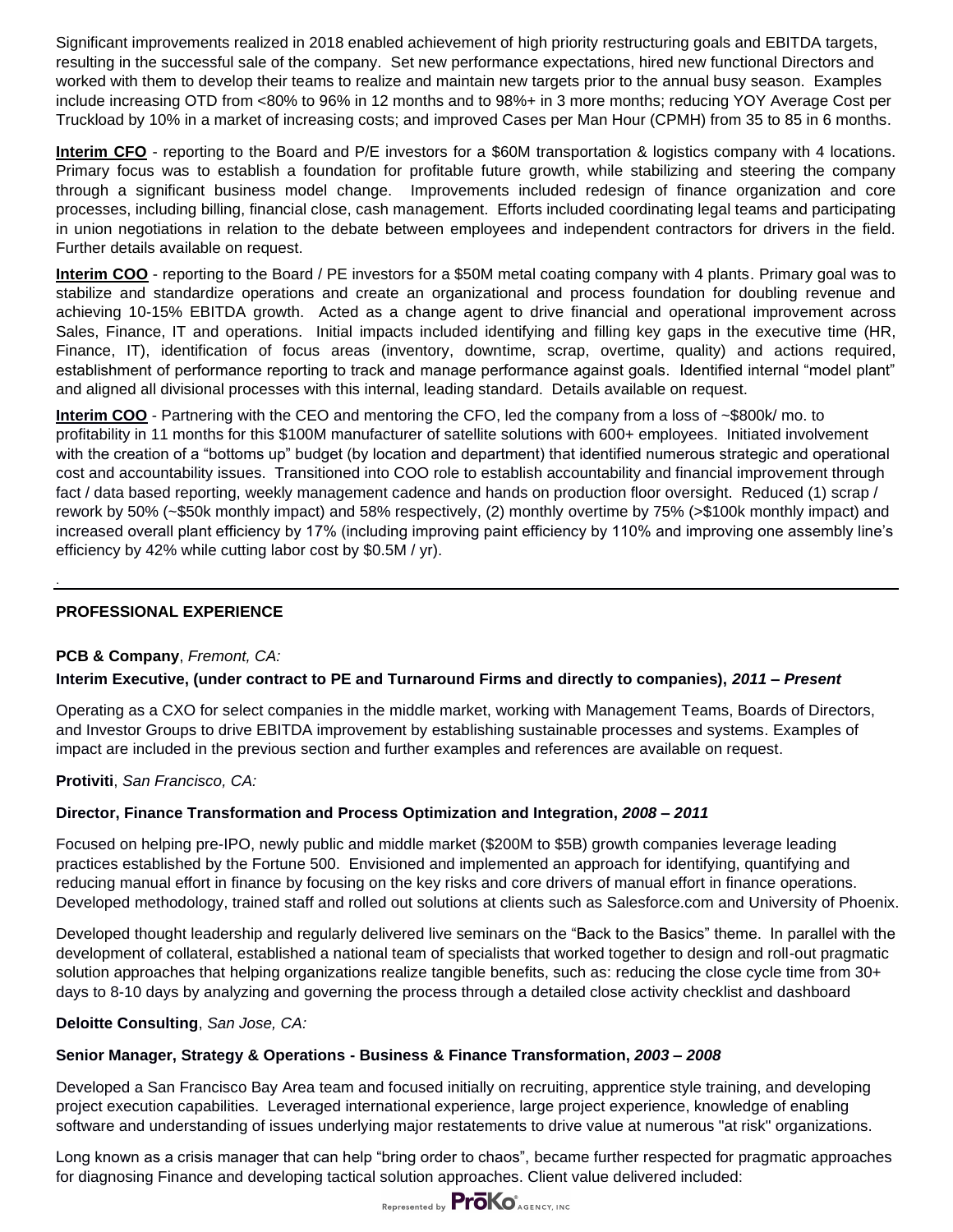Significant improvements realized in 2018 enabled achievement of high priority restructuring goals and EBITDA targets, resulting in the successful sale of the company. Set new performance expectations, hired new functional Directors and worked with them to develop their teams to realize and maintain new targets prior to the annual busy season. Examples include increasing OTD from <80% to 96% in 12 months and to 98%+ in 3 more months; reducing YOY Average Cost per Truckload by 10% in a market of increasing costs; and improved Cases per Man Hour (CPMH) from 35 to 85 in 6 months.

**Interim CFO** - reporting to the Board and P/E investors for a $60M transportation & logistics company with 4 locations. Primary focus was to establish a foundation for profitable future growth, while stabilizing and steering the company through a significant business model change. Improvements included redesign of finance organization and core processes, including billing, financial close, cash management. Efforts included coordinating legal teams and participating in union negotiations in relation to the debate between employees and independent contractors for drivers in the field. Further details available on request.

**Interim COO** - reporting to the Board / PE investors for a $50M metal coating company with 4 plants. Primary goal was to stabilize and standardize operations and create an organizational and process foundation for doubling revenue and achieving 10-15% EBITDA growth. Acted as a change agent to drive financial and operational improvement across Sales, Finance, IT and operations. Initial impacts included identifying and filling key gaps in the executive time (HR, Finance, IT), identification of focus areas (inventory, downtime, scrap, overtime, quality) and actions required, establishment of performance reporting to track and manage performance against goals. Identified internal "model plant" and aligned all divisional processes with this internal, leading standard. Details available on request.

**Interim COO** - Partnering with the CEO and mentoring the CFO, led the company from a loss of ~$800k/ mo. to profitability in 11 months for this $100M manufacturer of satellite solutions with 600+ employees. Initiated involvement with the creation of a "bottoms up" budget (by location and department) that identified numerous strategic and operational cost and accountability issues. Transitioned into COO role to establish accountability and financial improvement through fact / data based reporting, weekly management cadence and hands on production floor oversight. Reduced (1) scrap / rework by 50% (~$50k monthly impact) and 58% respectively, (2) monthly overtime by 75% (>$100k monthly impact) and increased overall plant efficiency by 17% (including improving paint efficiency by 110% and improving one assembly line's efficiency by 42% while cutting labor cost by $0.5M / yr).

## PROFESSIONAL EXPERIENCE

**PCB & Company**, *Fremont, CA:*

**Interim Executive, (under contract to PE and Turnaround Firms and directly to companies), *2011 – Present***

Operating as a CXO for select companies in the middle market, working with Management Teams, Boards of Directors, and Investor Groups to drive EBITDA improvement by establishing sustainable processes and systems. Examples of impact are included in the previous section and further examples and references are available on request.

**Protiviti**, *San Francisco, CA:*

**Director, Finance Transformation and Process Optimization and Integration, *2008 – 2011***

Focused on helping pre-IPO, newly public and middle market ($200M to $5B) growth companies leverage leading practices established by the Fortune 500. Envisioned and implemented an approach for identifying, quantifying and reducing manual effort in finance by focusing on the key risks and core drivers of manual effort in finance operations. Developed methodology, trained staff and rolled out solutions at clients such as Salesforce.com and University of Phoenix.

Developed thought leadership and regularly delivered live seminars on the "Back to the Basics" theme. In parallel with the development of collateral, established a national team of specialists that worked together to design and roll-out pragmatic solution approaches that helping organizations realize tangible benefits, such as: reducing the close cycle time from 30+ days to 8-10 days by analyzing and governing the process through a detailed close activity checklist and dashboard

**Deloitte Consulting**, *San Jose, CA:*

**Senior Manager, Strategy & Operations - Business & Finance Transformation, *2003 – 2008***

Developed a San Francisco Bay Area team and focused initially on recruiting, apprentice style training, and developing project execution capabilities. Leveraged international experience, large project experience, knowledge of enabling software and understanding of issues underlying major restatements to drive value at numerous "at risk" organizations.

Long known as a crisis manager that can help "bring order to chaos", became further respected for pragmatic approaches for diagnosing Finance and developing tactical solution approaches. Client value delivered included: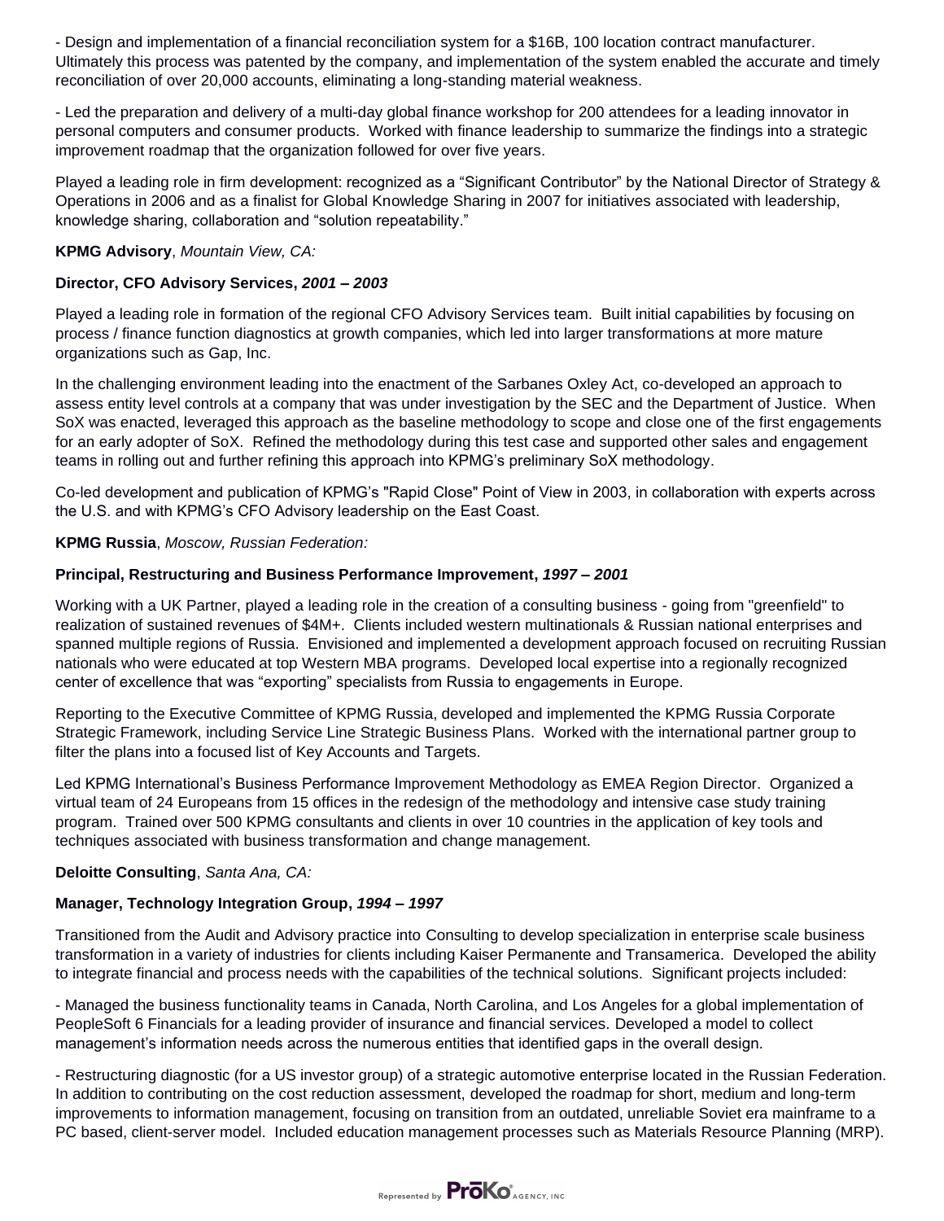- Design and implementation of a financial reconciliation system for a $16B, 100 location contract manufacturer. Ultimately this process was patented by the company, and implementation of the system enabled the accurate and timely reconciliation of over 20,000 accounts, eliminating a long-standing material weakness.

- Led the preparation and delivery of a multi-day global finance workshop for 200 attendees for a leading innovator in personal computers and consumer products. Worked with finance leadership to summarize the findings into a strategic improvement roadmap that the organization followed for over five years.

Played a leading role in firm development: recognized as a "Significant Contributor" by the National Director of Strategy & Operations in 2006 and as a finalist for Global Knowledge Sharing in 2007 for initiatives associated with leadership, knowledge sharing, collaboration and "solution repeatability."

**KPMG Advisory**, *Mountain View, CA:*

**Director, CFO Advisory Services, *2001 – 2003***

Played a leading role in formation of the regional CFO Advisory Services team. Built initial capabilities by focusing on process / finance function diagnostics at growth companies, which led into larger transformations at more mature organizations such as Gap, Inc.

In the challenging environment leading into the enactment of the Sarbanes Oxley Act, co-developed an approach to assess entity level controls at a company that was under investigation by the SEC and the Department of Justice. When SoX was enacted, leveraged this approach as the baseline methodology to scope and close one of the first engagements for an early adopter of SoX. Refined the methodology during this test case and supported other sales and engagement teams in rolling out and further refining this approach into KPMG's preliminary SoX methodology.

Co-led development and publication of KPMG's "Rapid Close" Point of View in 2003, in collaboration with experts across the U.S. and with KPMG's CFO Advisory leadership on the East Coast.

**KPMG Russia**, *Moscow, Russian Federation:*

**Principal, Restructuring and Business Performance Improvement, *1997 – 2001***

Working with a UK Partner, played a leading role in the creation of a consulting business - going from "greenfield" to realization of sustained revenues of $4M+. Clients included western multinationals & Russian national enterprises and spanned multiple regions of Russia. Envisioned and implemented a development approach focused on recruiting Russian nationals who were educated at top Western MBA programs. Developed local expertise into a regionally recognized center of excellence that was "exporting" specialists from Russia to engagements in Europe.

Reporting to the Executive Committee of KPMG Russia, developed and implemented the KPMG Russia Corporate Strategic Framework, including Service Line Strategic Business Plans. Worked with the international partner group to filter the plans into a focused list of Key Accounts and Targets.

Led KPMG International's Business Performance Improvement Methodology as EMEA Region Director. Organized a virtual team of 24 Europeans from 15 offices in the redesign of the methodology and intensive case study training program. Trained over 500 KPMG consultants and clients in over 10 countries in the application of key tools and techniques associated with business transformation and change management.

**Deloitte Consulting**, *Santa Ana, CA:*

**Manager, Technology Integration Group, *1994 – 1997***

Transitioned from the Audit and Advisory practice into Consulting to develop specialization in enterprise scale business transformation in a variety of industries for clients including Kaiser Permanente and Transamerica. Developed the ability to integrate financial and process needs with the capabilities of the technical solutions. Significant projects included:

- Managed the business functionality teams in Canada, North Carolina, and Los Angeles for a global implementation of PeopleSoft 6 Financials for a leading provider of insurance and financial services. Developed a model to collect management's information needs across the numerous entities that identified gaps in the overall design.

- Restructuring diagnostic (for a US investor group) of a strategic automotive enterprise located in the Russian Federation. In addition to contributing on the cost reduction assessment, developed the roadmap for short, medium and long-term improvements to information management, focusing on transition from an outdated, unreliable Soviet era mainframe to a PC based, client-server model. Included education management processes such as Materials Resource Planning (MRP).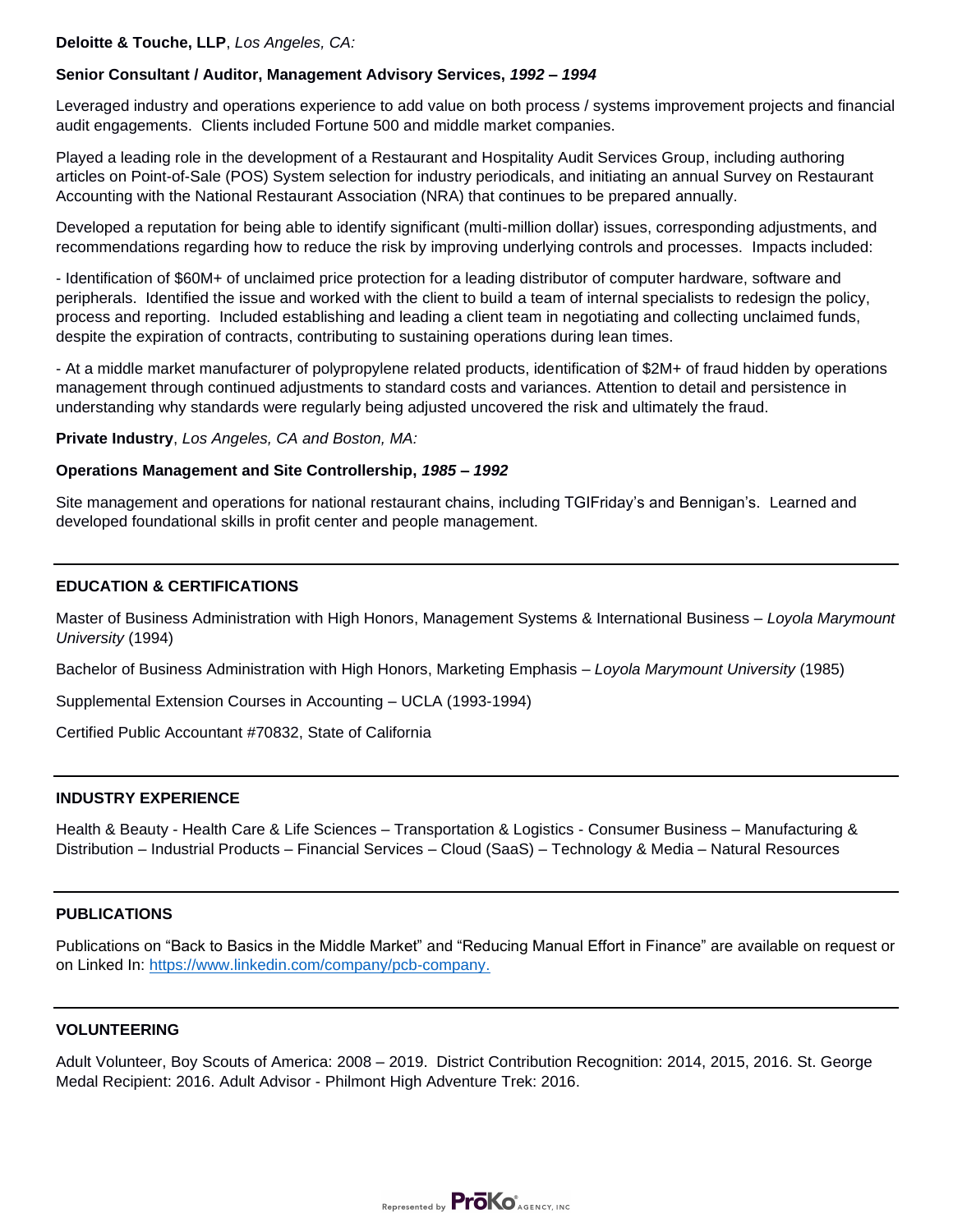**Deloitte & Touche, LLP**, *Los Angeles, CA:*

**Senior Consultant / Auditor, Management Advisory Services, *1992 – 1994***

Leveraged industry and operations experience to add value on both process / systems improvement projects and financial audit engagements. Clients included Fortune 500 and middle market companies.

Played a leading role in the development of a Restaurant and Hospitality Audit Services Group, including authoring articles on Point-of-Sale (POS) System selection for industry periodicals, and initiating an annual Survey on Restaurant Accounting with the National Restaurant Association (NRA) that continues to be prepared annually.

Developed a reputation for being able to identify significant (multi-million dollar) issues, corresponding adjustments, and recommendations regarding how to reduce the risk by improving underlying controls and processes. Impacts included:

- Identification of $60M+ of unclaimed price protection for a leading distributor of computer hardware, software and peripherals. Identified the issue and worked with the client to build a team of internal specialists to redesign the policy, process and reporting. Included establishing and leading a client team in negotiating and collecting unclaimed funds, despite the expiration of contracts, contributing to sustaining operations during lean times.

- At a middle market manufacturer of polypropylene related products, identification of $2M+ of fraud hidden by operations management through continued adjustments to standard costs and variances. Attention to detail and persistence in understanding why standards were regularly being adjusted uncovered the risk and ultimately the fraud.

**Private Industry**, *Los Angeles, CA and Boston, MA:*

**Operations Management and Site Controllership, *1985 – 1992***

Site management and operations for national restaurant chains, including TGIFriday's and Bennigan's. Learned and developed foundational skills in profit center and people management.

---

## EDUCATION & CERTIFICATIONS

Master of Business Administration with High Honors, Management Systems & International Business – *Loyola Marymount University* (1994)

Bachelor of Business Administration with High Honors, Marketing Emphasis – *Loyola Marymount University* (1985)

Supplemental Extension Courses in Accounting – UCLA (1993-1994)

Certified Public Accountant #70832, State of California

---

## INDUSTRY EXPERIENCE

Health & Beauty - Health Care & Life Sciences – Transportation & Logistics - Consumer Business – Manufacturing & Distribution – Industrial Products – Financial Services – Cloud (SaaS) – Technology & Media – Natural Resources

---

## PUBLICATIONS

Publications on "Back to Basics in the Middle Market" and "Reducing Manual Effort in Finance" are available on request or on Linked In: [https://www.linkedin.com/company/pcb-company.](https://www.linkedin.com/company/pcb-company)

---

## VOLUNTEERING

Adult Volunteer, Boy Scouts of America: 2008 – 2019. District Contribution Recognition: 2014, 2015, 2016. St. George Medal Recipient: 2016. Adult Advisor - Philmont High Adventure Trek: 2016.

Represented by ProKo AGENCY, INC